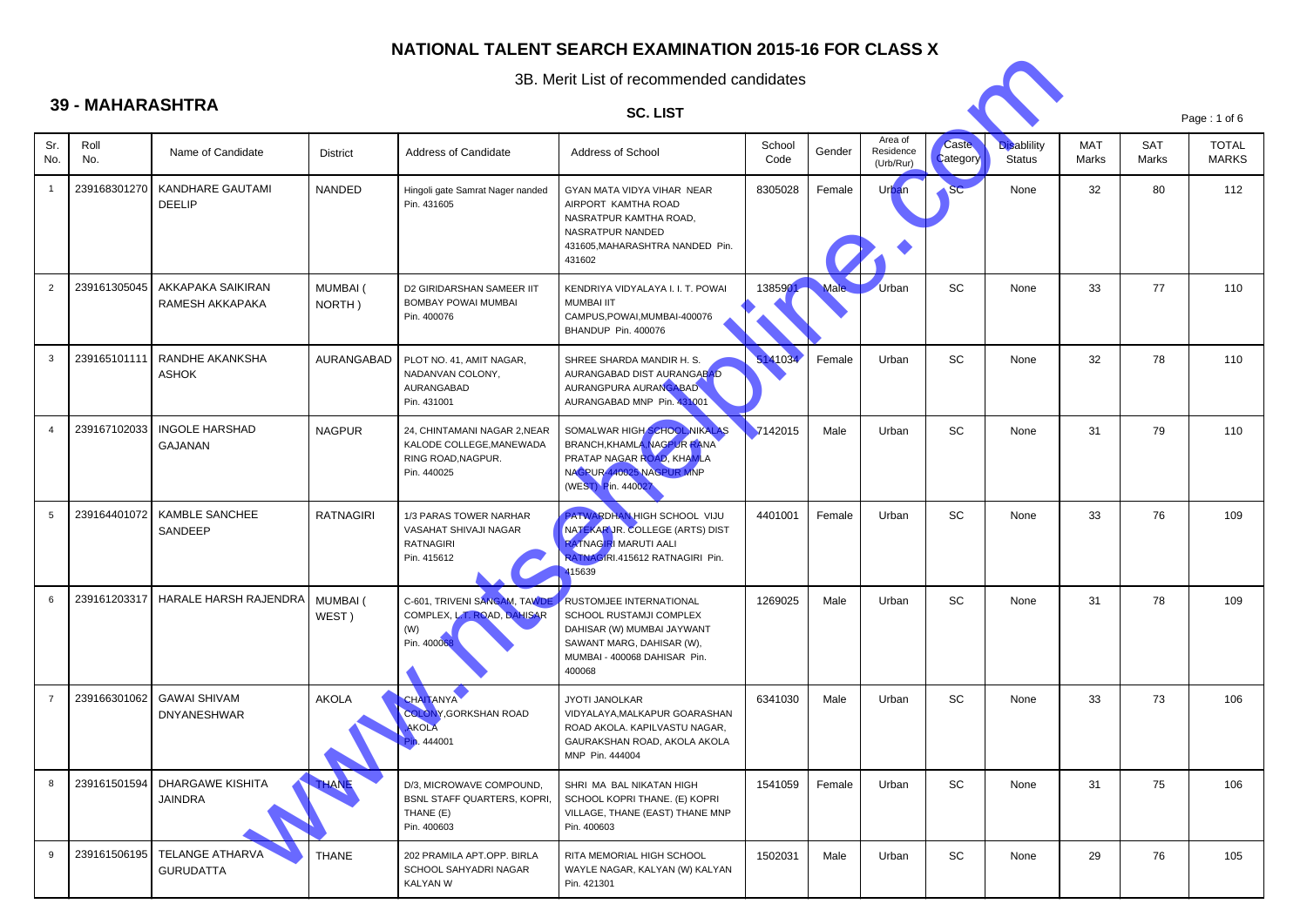# NATIONAL TALENT SEARCH EXAMINATION 2015-16 FOR CLASS X

3B. Merit List of recommended candidates

## 39 - MAHARASHTRA

### SC. LIST

| Sr. No. | Roll No. | Name of Candidate | District | Address of Candidate | Address of School | School Code | Gender | Area of Residence (Urb/Rur) | Caste Category | Disablility Status | MAT Marks | SAT Marks | TOTAL MARKS |
|---|---|---|---|---|---|---|---|---|---|---|---|---|---|
| 1 | 239168301270 | KANDHARE GAUTAMI DEELIP | NANDED | Hingoli gate Samrat Nager nanded Pin. 431605 | GYAN MATA VIDYA VIHAR NEAR AIRPORT KAMTHA ROAD NASRATPUR KAMTHA ROAD, NASRATPUR NANDED 431605,MAHARASHTRA NANDED Pin. 431602 | 8305028 | Female | Urban | SC | None | 32 | 80 | 112 |
| 2 | 239161305045 | AKKAPAKA SAIKIRAN RAMESH AKKAPAKA | MUMBAI ( NORTH ) | D2 GIRIDARSHAN SAMEER IIT BOMBAY POWAI MUMBAI Pin. 400076 | KENDRIYA VIDYALAYA I. I. T. POWAI MUMBAI IIT CAMPUS,POWAI,MUMBAI-400076 BHANDUP Pin. 400076 | 1385901 | Male | Urban | SC | None | 33 | 77 | 110 |
| 3 | 239165101111 | RANDHE AKANKSHA ASHOK | AURANGABAD | PLOT NO. 41, AMIT NAGAR, NADANVAN COLONY, AURANGABAD Pin. 431001 | SHREE SHARDA MANDIR H. S. AURANGABAD DIST AURANGABAD AURANGPURA AURANGABAD AURANGABAD MNP Pin. 431001 | 5141034 | Female | Urban | SC | None | 32 | 78 | 110 |
| 4 | 239167102033 | INGOLE HARSHAD GAJANAN | NAGPUR | 24, CHINTAMANI NAGAR 2,NEAR KALODE COLLEGE,MANEWADA RING ROAD,NAGPUR. Pin. 440025 | SOMALWAR HIGH SCHOOL,NIKALAS BRANCH,KHAMLA,NAGPUR RANA PRATAP NAGAR ROAD, KHAMLA NAGPUR 440025 NAGPUR MNP (WEST) Pin. 440027 | 7142015 | Male | Urban | SC | None | 31 | 79 | 110 |
| 5 | 239164401072 | KAMBLE SANCHEE SANDEEP | RATNAGIRI | 1/3 PARAS TOWER NARHAR VASAHAT SHIVAJI NAGAR RATNAGIRI Pin. 415612 | PATWARDHAN HIGH SCHOOL VIJU NATEKAR JR. COLLEGE (ARTS) DIST RATNAGIRI MARUTI AALI RATNAGIRI.415612 RATNAGIRI Pin. 415639 | 4401001 | Female | Urban | SC | None | 33 | 76 | 109 |
| 6 | 239161203317 | HARALE HARSH RAJENDRA | MUMBAI ( WEST ) | C-601, TRIVENI SANGAM, TAWDE COMPLEX, L.T. ROAD, DAHISAR (W) Pin. 400068 | RUSTOMJEE INTERNATIONAL SCHOOL RUSTAMJI COMPLEX DAHISAR (W) MUMBAI JAYWANT SAWANT MARG, DAHISAR (W), MUMBAI - 400068 DAHISAR Pin. 400068 | 1269025 | Male | Urban | SC | None | 31 | 78 | 109 |
| 7 | 239166301062 | GAWAI SHIVAM DNYANESHWAR | AKOLA | CHAITANYA COLONY,GORKSHAN ROAD AKOLA Pin. 444001 | JYOTI JANOLKAR VIDYALAYA,MALKAPUR GOARASHAN ROAD AKOLA. KAPILVASTU NAGAR, GAURAKSHAN ROAD, AKOLA AKOLA MNP Pin. 444004 | 6341030 | Male | Urban | SC | None | 33 | 73 | 106 |
| 8 | 239161501594 | DHARGAWE KISHITA JAINDRA | THANE | D/3, MICROWAVE COMPOUND, BSNL STAFF QUARTERS, KOPRI, THANE (E) Pin. 400603 | SHRI MA BAL NIKATAN HIGH SCHOOL KOPRI THANE. (E) KOPRI VILLAGE, THANE (EAST) THANE MNP Pin. 400603 | 1541059 | Female | Urban | SC | None | 31 | 75 | 106 |
| 9 | 239161506195 | TELANGE ATHARVA GURUDATTA | THANE | 202 PRAMILA APT.OPP. BIRLA SCHOOL SAHYADRI NAGAR KALYAN W | RITA MEMORIAL HIGH SCHOOL WAYLE NAGAR, KALYAN (W) KALYAN Pin. 421301 | 1502031 | Male | Urban | SC | None | 29 | 76 | 105 |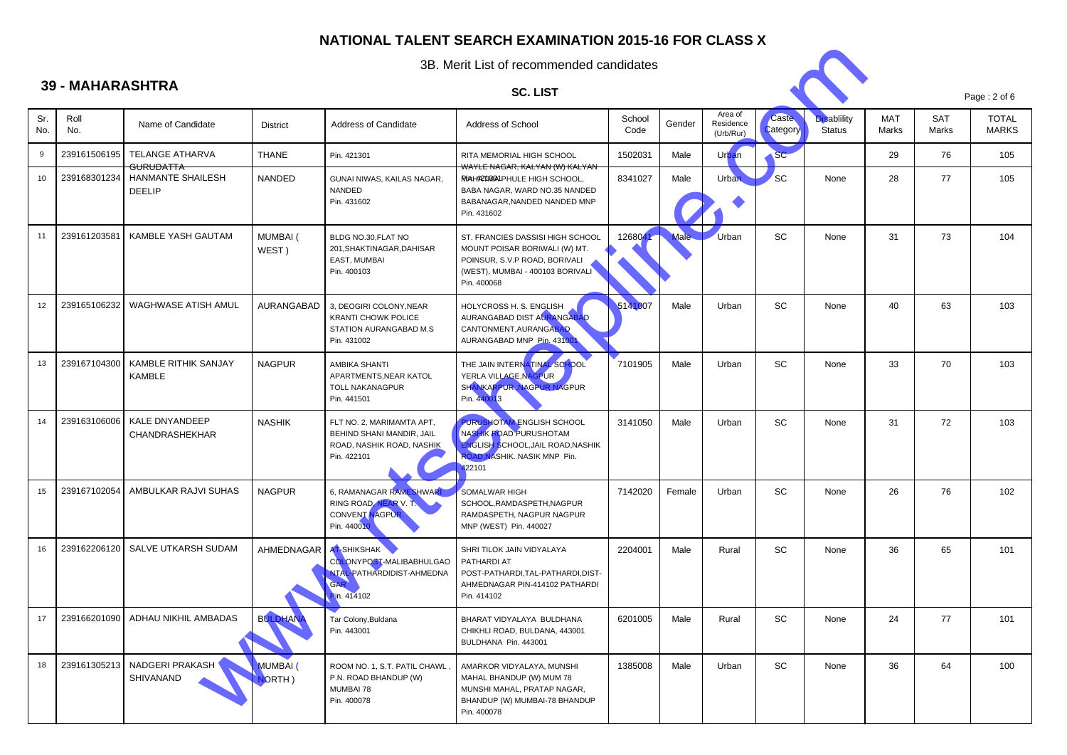# NATIONAL TALENT SEARCH EXAMINATION 2015-16 FOR CLASS X

3B. Merit List of recommended candidates

## 39 - MAHARASHTRA

### SC. LIST

| Sr. No. | Roll No. | Name of Candidate | District | Address of Candidate | Address of School | School Code | Gender | Area of Residence (Urb/Rur) | Caste Category | Disability Status | MAT Marks | SAT Marks | TOTAL MARKS |
|---|---|---|---|---|---|---|---|---|---|---|---|---|---|
| 9 | 239161506195 | TELANGE ATHARVA GURUDATTA | THANE | Pin. 421301 | RITA MEMORIAL HIGH SCHOOL WAYLE NAGAR, KALYAN (W) KALYAN Pin. 421301 | 1502031 | Male | Urban | SC | | 29 | 76 | 105 |
| 10 | 239168301234 | HANMANTE SHAILESH DEELIP | NANDED | GUNAI NIWAS, KAILAS NAGAR, NANDED Pin. 431602 | MAHATMA PHULE HIGH SCHOOL, BABA NAGAR, WARD NO.35 NANDED BABANAGAR,NANDED NANDED MNP Pin. 431602 | 8341027 | Male | Urban | SC | None | 28 | 77 | 105 |
| 11 | 239161203581 | KAMBLE YASH GAUTAM | MUMBAI ( WEST ) | BLDG NO.30,FLAT NO 201,SHAKTINAGAR,DAHISAR EAST, MUMBAI Pin. 400103 | ST. FRANCIES DASSISI HIGH SCHOOL MOUNT POISAR BORIWALI (W) MT. POINSUR, S.V.P ROAD, BORIVALI (WEST), MUMBAI - 400103 BORIVALI Pin. 400068 | 1268041 | Male | Urban | SC | None | 31 | 73 | 104 |
| 12 | 239165106232 | WAGHWASE ATISH AMUL | AURANGABAD | 3, DEOGIRI COLONY,NEAR KRANTI CHOWK POLICE STATION AURANGABAD M.S Pin. 431002 | HOLYCROSS H. S. ENGLISH AURANGABAD DIST AURANGABAD CANTONMENT,AURANGABAD AURANGABAD MNP Pin. 431001 | 5141007 | Male | Urban | SC | None | 40 | 63 | 103 |
| 13 | 239167104300 | KAMBLE RITHIK SANJAY KAMBLE | NAGPUR | AMBIKA SHANTI APARTMENTS,NEAR KATOL TOLL NAKANAGPUR Pin. 441501 | THE JAIN INTERNATINAL SCHOOL YERLA VILLAGE,NAGPUR SHANKARPUR ,NAGPUR NAGPUR Pin. 440013 | 7101905 | Male | Urban | SC | None | 33 | 70 | 103 |
| 14 | 239163106006 | KALE DNYANDEEP CHANDRASHEKHAR | NASHIK | FLT NO. 2, MARIMAMTA APT, BEHIND SHANI MANDIR, JAIL ROAD, NASHIK ROAD, NASHIK Pin. 422101 | PURUSHOTAM ENGLISH SCHOOL NASHIK ROAD PURUSHOTAM ENGLISH SCHOOL,JAIL ROAD,NASHIK ROAD,NASHIK. NASIK MNP Pin. 422101 | 3141050 | Male | Urban | SC | None | 31 | 72 | 103 |
| 15 | 239167102054 | AMBULKAR RAJVI SUHAS | NAGPUR | 6, RAMANAGAR RAMESHWARI RING ROAD, NEAR V. T. CONVENT NAGPUR. Pin. 440010 | SOMALWAR HIGH SCHOOL,RAMDASPETH,NAGPUR RAMDASPETH, NAGPUR NAGPUR MNP (WEST) Pin. 440027 | 7142020 | Female | Urban | SC | None | 26 | 76 | 102 |
| 16 | 239162206120 | SALVE UTKARSH SUDAM | AHMEDNAGAR | AT-SHIKSHAK COLONYPOST-MALIBABHULGAO NTAL-PATHARDIDIST-AHMEDNAGAR Pin. 414102 | SHRI TILOK JAIN VIDYALAYA PATHARDI AT POST-PATHARDI,TAL-PATHARDI,DIST-AHMEDNAGAR PIN-414102 PATHARDI Pin. 414102 | 2204001 | Male | Rural | SC | None | 36 | 65 | 101 |
| 17 | 239166201090 | ADHAU NIKHIL AMBADAS | BULDHANA | Tar Colony,Buldana Pin. 443001 | BHARAT VIDYALAYA BULDHANA CHIKHLI ROAD, BULDANA, 443001 BULDHANA Pin. 443001 | 6201005 | Male | Rural | SC | None | 24 | 77 | 101 |
| 18 | 239161305213 | NADGERI PRAKASH SHIVANAND | MUMBAI ( NORTH ) | ROOM NO. 1, S.T. PATIL CHAWL , P.N. ROAD BHANDUP (W) MUMBAI 78 Pin. 400078 | AMARKOR VIDYALAYA, MUNSHI MAHAL BHANDUP (W) MUM 78 MUNSHI MAHAL, PRATAP NAGAR, BHANDUP (W) MUMBAI-78 BHANDUP Pin. 400078 | 1385008 | Male | Urban | SC | None | 36 | 64 | 100 |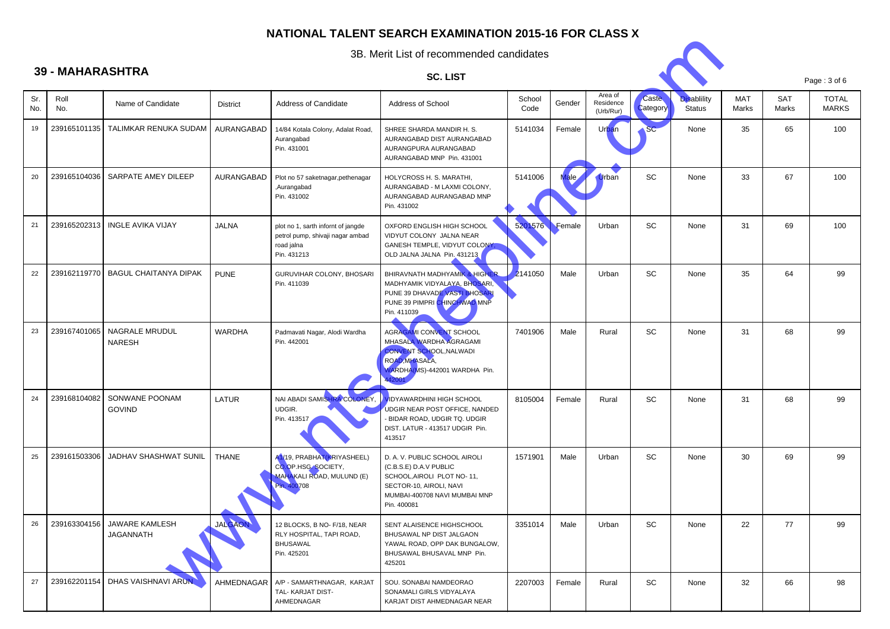# NATIONAL TALENT SEARCH EXAMINATION 2015-16 FOR CLASS X

3B. Merit List of recommended candidates

## 39 - MAHARASHTRA

**SC. LIST**

| Sr. No. | Roll No. | Name of Candidate | District | Address of Candidate | Address of School | School Code | Gender | Area of Residence (Urb/Rur) | Caste Category | Disablility Status | MAT Marks | SAT Marks | TOTAL MARKS |
|---|---|---|---|---|---|---|---|---|---|---|---|---|---|
| 19 | 239165101135 | TALIMKAR RENUKA SUDAM | AURANGABAD | 14/84 Kotala Colony, Adalat Road, Aurangabad Pin. 431001 | SHREE SHARDA MANDIR H. S. AURANGABAD DIST AURANGABAD AURANGPURA AURANGABAD AURANGABAD MNP Pin. 431001 | 5141034 | Female | Urban | SC | None | 35 | 65 | 100 |
| 20 | 239165104036 | SARPATE AMEY DILEEP | AURANGABAD | Plot no 57 saketnagar,pethenagar ,Aurangabad Pin. 431002 | HOLYCROSS H. S. MARATHI, AURANGABAD - M LAXMI COLONY, AURANGABAD AURANGABAD MNP Pin. 431002 | 5141006 | Male | Urban | SC | None | 33 | 67 | 100 |
| 21 | 239165202313 | INGLE AVIKA VIJAY | JALNA | plot no 1, sarth infornt of jangde petrol pump, shivaji nagar ambad road jalna Pin. 431213 | OXFORD ENGLISH HIGH SCHOOL VIDYUT COLONY JALNA NEAR GANESH TEMPLE, VIDYUT COLONY, OLD JALNA JALNA Pin. 431213 | 5201576 | Female | Urban | SC | None | 31 | 69 | 100 |
| 22 | 239162119770 | BAGUL CHAITANYA DIPAK | PUNE | GURUVIHAR COLONY, BHOSARI Pin. 411039 | BHIRAVNATH MADHYAMIK & HIGHER MADHYAMIK VIDYALAYA, BHOSARI, PUNE 39 DHAVADE VASTI BHOSARI PUNE 39 PIMPRI CHINCHWAD MNP Pin. 411039 | 2141050 | Male | Urban | SC | None | 35 | 64 | 99 |
| 23 | 239167401065 | NAGRALE MRUDUL NARESH | WARDHA | Padmavati Nagar, Alodi Wardha Pin. 442001 | AGRAGAMI CONVENT SCHOOL MHASALA WARDHA AGRAGAMI CONVENT SCHOOL,NALWADI ROAD,MHASALA, WARDHA(MS)-442001 WARDHA Pin. 442001 | 7401906 | Male | Rural | SC | None | 31 | 68 | 99 |
| 24 | 239168104082 | SONWANE POONAM GOVIND | LATUR | NAI ABADI SAMISHRA COLONEY, UDGIR. Pin. 413517 | VIDYAWARDHINI HIGH SCHOOL UDGIR NEAR POST OFFICE, NANDED - BIDAR ROAD, UDGIR TQ. UDGIR DIST. LATUR - 413517 UDGIR Pin. 413517 | 8105004 | Female | Rural | SC | None | 31 | 68 | 99 |
| 25 | 239161503306 | JADHAV SHASHWAT SUNIL | THANE | A1/19, PRABHAT(KRIYASHEEL) CO.OP.HSG. SOCIETY, MAHAKALI ROAD, MULUND (E) Pin. 400708 | D. A. V. PUBLIC SCHOOL AIROLI (C.B.S.E) D.A.V PUBLIC SCHOOL,AIROLI PLOT NO- 11, SECTOR-10, AIROLI, NAVI MUMBAI-400708 NAVI MUMBAI MNP Pin. 400081 | 1571901 | Male | Urban | SC | None | 30 | 69 | 99 |
| 26 | 239163304156 | JAWARE KAMLESH JAGANNATH | JALGAON | 12 BLOCKS, B NO- F/18, NEAR RLY HOSPITAL, TAPI ROAD, BHUSAWAL Pin. 425201 | SENT ALAISENCE HIGHSCHOOL BHUSAWAL NP DIST JALGAON YAWAL ROAD, OPP DAK BUNGALOW, BHUSAWAL BHUSAVAL MNP Pin. 425201 | 3351014 | Male | Urban | SC | None | 22 | 77 | 99 |
| 27 | 239162201154 | DHAS VAISHNAVI ARUN | AHMEDNAGAR | A/P - SAMARTHNAGAR, KARJAT TAL- KARJAT DIST- AHMEDNAGAR | SOU. SONABAI NAMDEORAO SONAMALI GIRLS VIDYALAYA KARJAT DIST AHMEDNAGAR NEAR | 2207003 | Female | Rural | SC | None | 32 | 66 | 98 |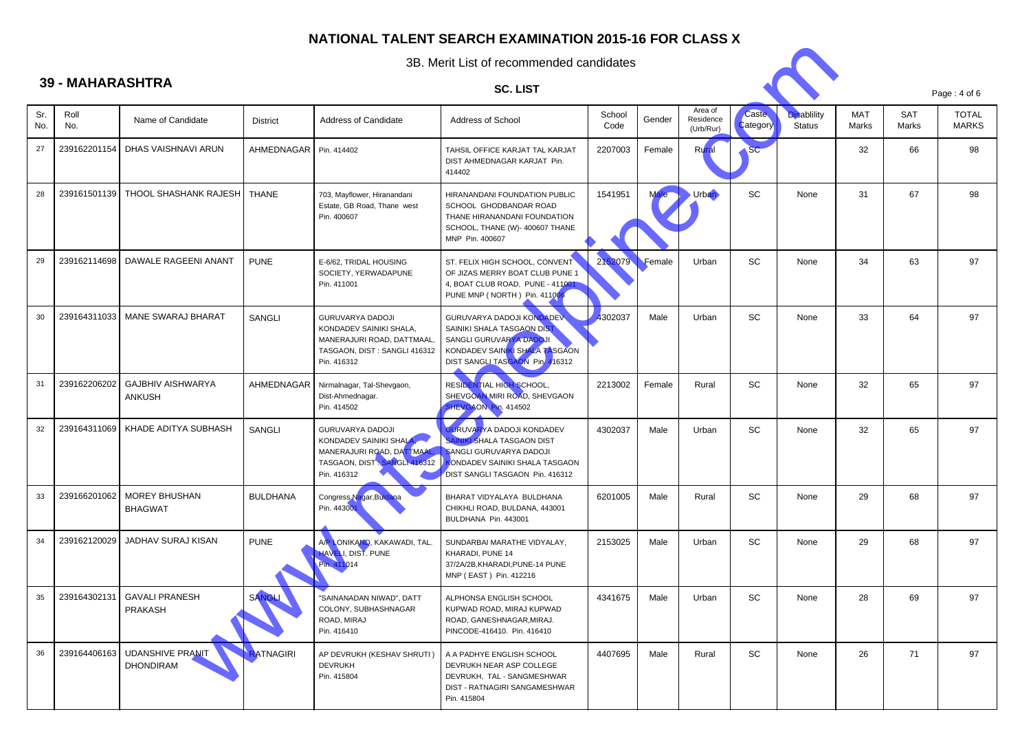# NATIONAL TALENT SEARCH EXAMINATION 2015-16 FOR CLASS X

3B. Merit List of recommended candidates

## 39 - MAHARASHTRA

### SC. LIST

| Sr. No. | Roll No. | Name of Candidate | District | Address of Candidate | Address of School | School Code | Gender | Area of Residence (Urb/Rur) | Caste Category | Disablility Status | MAT Marks | SAT Marks | TOTAL MARKS |
|---|---|---|---|---|---|---|---|---|---|---|---|---|---|
| 27 | 239162201154 | DHAS VAISHNAVI ARUN | AHMEDNAGAR | Pin. 414402 | TAHSIL OFFICE KARJAT TAL KARJAT DIST AHMEDNAGAR KARJAT Pin. 414402 | 2207003 | Female | Rural | SC | | 32 | 66 | 98 |
| 28 | 239161501139 | THOOL SHASHANK RAJESH | THANE | 703, Mayflower, Hiranandani Estate, GB Road, Thane west Pin. 400607 | HIRANANDANI FOUNDATION PUBLIC SCHOOL GHODBANDAR ROAD THANE HIRANANDANI FOUNDATION SCHOOL, THANE (W)- 400607 THANE MNP Pin. 400607 | 1541951 | Male | Urban | SC | None | 31 | 67 | 98 |
| 29 | 239162114698 | DAWALE RAGEENI ANANT | PUNE | E-6/62, TRIDAL HOUSING SOCIETY, YERWADAPUNE Pin. 411001 | ST. FELIX HIGH SCHOOL, CONVENT OF JIZAS MERRY BOAT CLUB PUNE 1 4, BOAT CLUB ROAD, PUNE - 411001 PUNE MNP ( NORTH ) Pin. 411006 | 2152079 | Female | Urban | SC | None | 34 | 63 | 97 |
| 30 | 239164311033 | MANE SWARAJ BHARAT | SANGLI | GURUVARYA DADOJI KONDADEV SAINIKI SHALA, MANERAJURI ROAD, DATTMAAL, TASGAON, DIST : SANGLI 416312 Pin. 416312 | GURUVARYA DADOJI KONDADEV SAINIKI SHALA TASGAON DIST SANGLI GURUVARYA DADOJI KONDADEV SAINIKI SHALA TASGAON DIST SANGLI TASGAON Pin. 416312 | 4302037 | Male | Urban | SC | None | 33 | 64 | 97 |
| 31 | 239162206202 | GAJBHIV AISHWARYA ANKUSH | AHMEDNAGAR | Nirmalnagar, Tal-Shevgaon, Dist-Ahmednagar. Pin. 414502 | RESIDENTIAL HIGH SCHOOL, SHEVGOAN MIRI ROAD, SHEVGAON SHEVGAON Pin. 414502 | 2213002 | Female | Rural | SC | None | 32 | 65 | 97 |
| 32 | 239164311069 | KHADE ADITYA SUBHASH | SANGLI | GURUVARYA DADOJI KONDADEV SAINIKI SHALA, MANERAJURI ROAD, DATTMAAL, TASGAON, DIST : SANGLI 416312 Pin. 416312 | GURUVARYA DADOJI KONDADEV SAINIKI SHALA TASGAON DIST SANGLI GURUVARYA DADOJI KONDADEV SAINIKI SHALA TASGAON DIST SANGLI TASGAON Pin. 416312 | 4302037 | Male | Urban | SC | None | 32 | 65 | 97 |
| 33 | 239166201062 | MOREY BHUSHAN BHAGWAT | BULDHANA | Congress Nagar,Buldana Pin. 443001 | BHARAT VIDYALAYA BULDHANA CHIKHLI ROAD, BULDANA, 443001 BULDHANA Pin. 443001 | 6201005 | Male | Rural | SC | None | 29 | 68 | 97 |
| 34 | 239162120029 | JADHAV SURAJ KISAN | PUNE | A/P LONIKAND, KAKAWADI, TAL. HAVELI, DIST. PUNE Pin. 411014 | SUNDARBAI MARATHE VIDYALAY, KHARADI, PUNE 14 37/2A/2B,KHARADI,PUNE-14 PUNE MNP ( EAST ) Pin. 412216 | 2153025 | Male | Urban | SC | None | 29 | 68 | 97 |
| 35 | 239164302131 | GAVALI PRANESH PRAKASH | SANGLI | "SAINANADAN NIWAD", DATT COLONY, SUBHASHNAGAR ROAD, MIRAJ Pin. 416410 | ALPHONSA ENGLISH SCHOOL KUPWAD ROAD, MIRAJ KUPWAD ROAD, GANESHNAGAR,MIRAJ. PINCODE-416410. Pin. 416410 | 4341675 | Male | Urban | SC | None | 28 | 69 | 97 |
| 36 | 239164406163 | UDANSHIVE PRANIT DHONDIRAM | RATNAGIRI | AP DEVRUKH (KESHAV SHRUTI ) DEVRUKH Pin. 415804 | A A PADHYE ENGLISH SCHOOL DEVRUKH NEAR ASP COLLEGE DEVRUKH, TAL - SANGMESHWAR DIST - RATNAGIRI SANGAMESHWAR Pin. 415804 | 4407695 | Male | Rural | SC | None | 26 | 71 | 97 |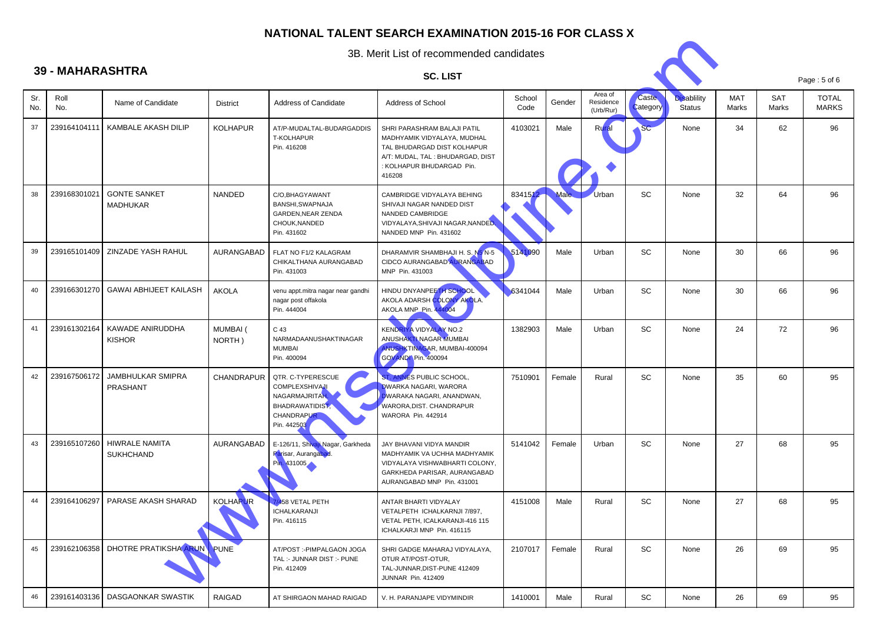# NATIONAL TALENT SEARCH EXAMINATION 2015-16 FOR CLASS X

3B. Merit List of recommended candidates

## 39 - MAHARASHTRA

### SC. LIST

| Sr. No. | Roll No. | Name of Candidate | District | Address of Candidate | Address of School | School Code | Gender | Area of Residence (Urb/Rur) | Caste Category | Disablility Status | MAT Marks | SAT Marks | TOTAL MARKS |
|---|---|---|---|---|---|---|---|---|---|---|---|---|---|
| 37 | 239164104111 | KAMBALE AKASH DILIP | KOLHAPUR | AT/P-MUDALTAL-BUDARGADDIS T-KOLHAPUR Pin. 416208 | SHRI PARASHRAM BALAJI PATIL MADHYAMIK VIDYALAYA, MUDHAL TAL BHUDARGAD DIST KOLHAPUR A/T: MUDAL, TAL : BHUDARGAD, DIST : KOLHAPUR BHUDARGAD Pin. 416208 | 4103021 | Male | Rural | SC | None | 34 | 62 | 96 |
| 38 | 239168301021 | GONTE SANKET MADHUKAR | NANDED | C/O,BHAGYAWANT BANSHI,SWAPNAJA GARDEN,NEAR ZENDA CHOUK,NANDED Pin. 431602 | CAMBRIDGE VIDYALAYA BEHING SHIVAJI NAGAR NANDED DIST NANDED CAMBRIDGE VIDYALAYA,SHIVAJI NAGAR,NANDED. NANDED MNP Pin. 431602 | 8341512 | Male | Urban | SC | None | 32 | 64 | 96 |
| 39 | 239165101409 | ZINZADE YASH RAHUL | AURANGABAD | FLAT NO F1/2 KALAGRAM CHIKALTHANA AURANGABAD Pin. 431003 | DHARAMVIR SHAMBHAJI H. S. N5 N-5 CIDCO AURANGABAD AURANGABAD MNP Pin. 431003 | 5141090 | Male | Urban | SC | None | 30 | 66 | 96 |
| 40 | 239166301270 | GAWAI ABHIJEET KAILASH | AKOLA | venu appt.mitra nagar near gandhi nagar post offakola Pin. 444004 | HINDU DNYANPEETH SCHOOL AKOLA ADARSH COLONY AKOLA. AKOLA MNP Pin. 444004 | 6341044 | Male | Urban | SC | None | 30 | 66 | 96 |
| 41 | 239161302164 | KAWADE ANIRUDDHA KISHOR | MUMBAI ( NORTH ) | C 43 NARMADAANUSHAKTINAGAR MUMBAI Pin. 400094 | KENDRIYA VIDYALAY NO.2 ANUSHAKTI NAGAR MUMBAI ANUSHKTINAGAR, MUMBAI-400094 GOVANDI Pin. 400094 | 1382903 | Male | Urban | SC | None | 24 | 72 | 96 |
| 42 | 239167506172 | JAMBHULKAR SMIPRA PRASHANT | CHANDRAPUR | QTR. C-TYPERESCUE COMPLEXSHIVAJI NAGARMAJRITAH. BHADRAWATIDIST. CHANDRAPUR Pin. 442503 | ST. ANNES PUBLIC SCHOOL, DWARKA NAGARI, WARORA DWARAKA NAGARI, ANANDWAN, WARORA,DIST. CHANDRAPUR WARORA Pin. 442914 | 7510901 | Female | Rural | SC | None | 35 | 60 | 95 |
| 43 | 239165107260 | HIWRALE NAMITA SUKHCHAND | AURANGABAD | E-126/11, Shivaji Nagar, Garkheda Parisar, Aurangabad. Pin. 431005 | JAY BHAVANI VIDYA MANDIR MADHYAMIK VA UCHHA MADHYAMIK VIDYALAYA VISHWABHARTI COLONY, GARKHEDA PARISAR, AURANGABAD AURANGABAD MNP Pin. 431001 | 5141042 | Female | Urban | SC | None | 27 | 68 | 95 |
| 44 | 239164106297 | PARASE AKASH SHARAD | KOLHAPUR | 7/458 VETAL PETH ICHALKARANJI Pin. 416115 | ANTAR BHARTI VIDYALAY VETALPETH ICHALKARNJI 7/897, VETAL PETH, ICALKARANJI-416 115 ICHALKARJI MNP Pin. 416115 | 4151008 | Male | Rural | SC | None | 27 | 68 | 95 |
| 45 | 239162106358 | DHOTRE PRATIKSHA ARUN | PUNE | AT/POST :-PIMPALGAON JOGA TAL :- JUNNAR DIST :- PUNE Pin. 412409 | SHRI GADGE MAHARAJ VIDYALAYA, OTUR AT/POST-OTUR, TAL-JUNNAR,DIST-PUNE 412409 JUNNAR Pin. 412409 | 2107017 | Female | Rural | SC | None | 26 | 69 | 95 |
| 46 | 239161403136 | DASGAONKAR SWASTIK | RAIGAD | AT SHIRGAON MAHAD RAIGAD | V. H. PARANJAPE VIDYMINDIR | 1410001 | Male | Rural | SC | None | 26 | 69 | 95 |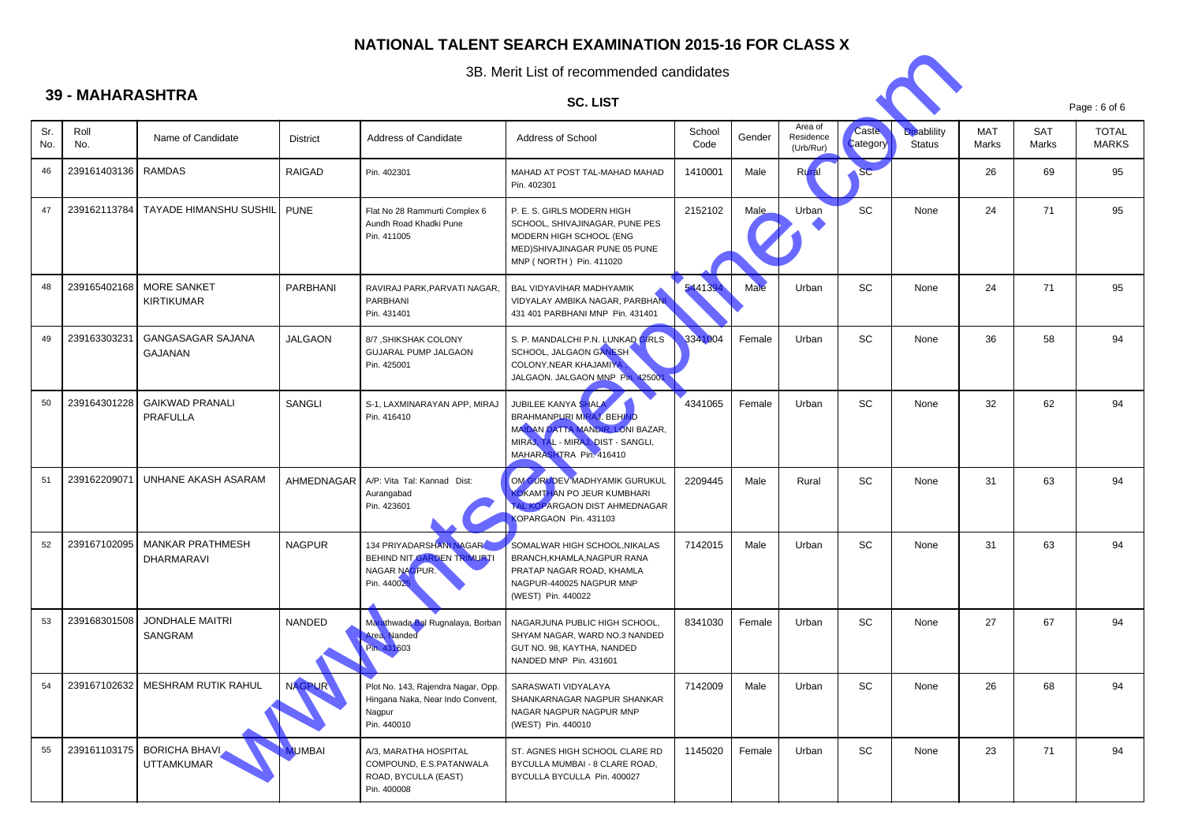# NATIONAL TALENT SEARCH EXAMINATION 2015-16 FOR CLASS X

3B. Merit List of recommended candidates

## 39 - MAHARASHTRA

### SC. LIST

| Sr. No. | Roll No. | Name of Candidate | District | Address of Candidate | Address of School | School Code | Gender | Area of Residence (Urb/Rur) | Caste Category | Disability Status | MAT Marks | SAT Marks | TOTAL MARKS |
|---|---|---|---|---|---|---|---|---|---|---|---|---|---|
| 46 | 239161403136 | RAMDAS | RAIGAD | Pin. 402301 | MAHAD AT POST TAL-MAHAD MAHAD Pin. 402301 | 1410001 | Male | Rural | SC | | 26 | 69 | 95 |
| 47 | 239162113784 | TAYADE HIMANSHU SUSHIL | PUNE | Flat No 28 Rammurti Complex 6 Aundh Road Khadki Pune Pin. 411005 | P. E. S. GIRLS MODERN HIGH SCHOOL, SHIVAJINAGAR, PUNE PES MODERN HIGH SCHOOL (ENG MED)SHIVAJINAGAR PUNE 05 PUNE MNP ( NORTH ) Pin. 411020 | 2152102 | Male | Urban | SC | None | 24 | 71 | 95 |
| 48 | 239165402168 | MORE SANKET KIRTIKUMAR | PARBHANI | RAVIRAJ PARK,PARVATI NAGAR, PARBHANI Pin. 431401 | BAL VIDYAVIHAR MADHYAMIK VIDYALAY AMBIKA NAGAR, PARBHANI 431 401 PARBHANI MNP Pin. 431401 | 5441394 | Male | Urban | SC | None | 24 | 71 | 95 |
| 49 | 239163303231 | GANGASAGAR SAJANA GAJANAN | JALGAON | 8/7 ,SHIKSHAK COLONY GUJARAL PUMP JALGAON Pin. 425001 | S. P. MANDALCHI P.N. LUNKAD GIRLS SCHOOL, JALGAON GANESH COLONY,NEAR KHAJAMIYA , JALGAON. JALGAON MNP Pin. 425001 | 3341004 | Female | Urban | SC | None | 36 | 58 | 94 |
| 50 | 239164301228 | GAIKWAD PRANALI PRAFULLA | SANGLI | S-1, LAXMINARAYAN APP, MIRAJ Pin. 416410 | JUBILEE KANYA SHALA BRAHMANPURI MIRAJ. BEHIND MAIDAN DATTA MANDIR, LONI BAZAR, MIRAJ, TAL - MIRAJ, DIST - SANGLI, MAHARASHTRA Pin. 416410 | 4341065 | Female | Urban | SC | None | 32 | 62 | 94 |
| 51 | 239162209071 | UNHANE AKASH ASARAM | AHMEDNAGAR | A/P: Vita Tal: Kannad Dist: Aurangabad Pin. 423601 | OM GURUDEV MADHYAMIK GURUKUL KOKAMTHAN PO JEUR KUMBHARI TAL KOPARGAON DIST AHMEDNAGAR KOPARGAON Pin. 431103 | 2209445 | Male | Rural | SC | None | 31 | 63 | 94 |
| 52 | 239167102095 | MANKAR PRATHMESH DHARMARAVI | NAGPUR | 134 PRIYADARSHANI NAGAR BEHIND NIT GARDEN TRIMURTI NAGAR NAGPUR. Pin. 440025 | SOMALWAR HIGH SCHOOL,NIKALAS BRANCH,KHAMLA,NAGPUR RANA PRATAP NAGAR ROAD, KHAMLA NAGPUR-440025 NAGPUR MNP (WEST) Pin. 440022 | 7142015 | Male | Urban | SC | None | 31 | 63 | 94 |
| 53 | 239168301508 | JONDHALE MAITRI SANGRAM | NANDED | Marathwada Bal Rugnalaya, Borban Area, Nanded Pin. 431603 | NAGARJUNA PUBLIC HIGH SCHOOL, SHYAM NAGAR, WARD NO.3 NANDED GUT NO. 98, KAYTHA, NANDED NANDED MNP Pin. 431601 | 8341030 | Female | Urban | SC | None | 27 | 67 | 94 |
| 54 | 239167102632 | MESHRAM RUTIK RAHUL | NAGPUR | Plot No. 143, Rajendra Nagar, Opp. Hingana Naka, Near Indo Convent, Nagpur Pin. 440010 | SARASWATI VIDYALAYA SHANKARNAGAR NAGPUR SHANKAR NAGAR NAGPUR NAGPUR MNP (WEST) Pin. 440010 | 7142009 | Male | Urban | SC | None | 26 | 68 | 94 |
| 55 | 239161103175 | BORICHA BHAVI UTTAMKUMAR | MUMBAI | A/3, MARATHA HOSPITAL COMPOUND, E.S.PATANWALA ROAD, BYCULLA (EAST) Pin. 400008 | ST. AGNES HIGH SCHOOL CLARE RD BYCULLA MUMBAI - 8 CLARE ROAD, BYCULLA BYCULLA Pin. 400027 | 1145020 | Female | Urban | SC | None | 23 | 71 | 94 |